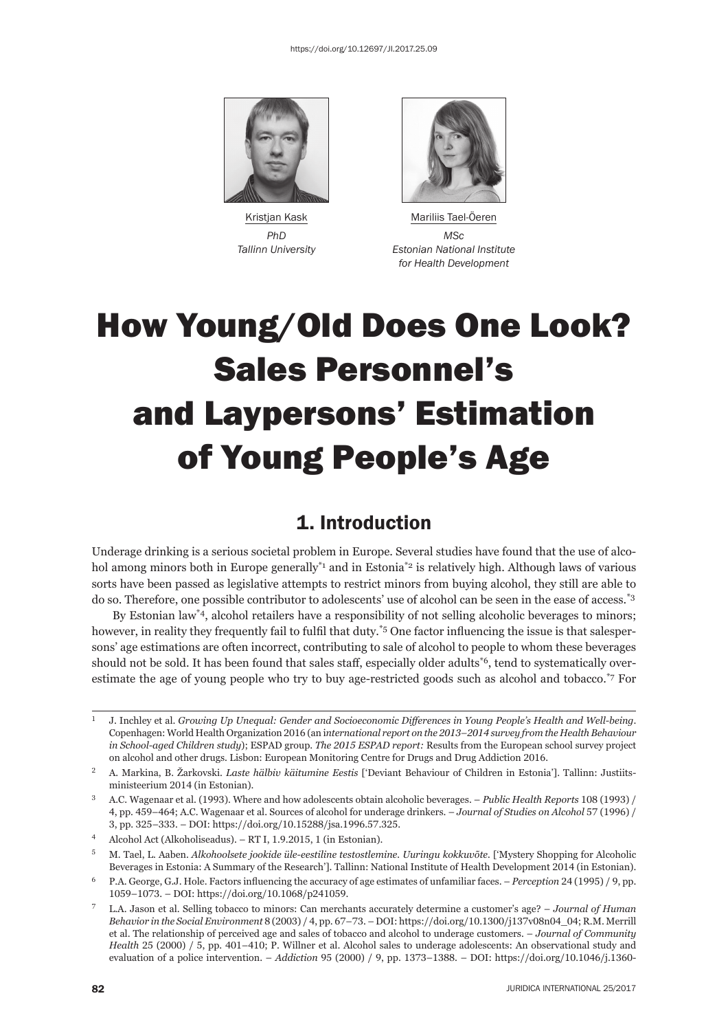https://doi.org/10.12697/JI.2017.25.09

Kristjan Kask
*PhD*
*Tallinn University*

Mariliis Tael-Öeren
*MSc*
*Estonian National Institute for Health Development*

# How Young/Old Does One Look? Sales Personnel's and Laypersons' Estimation of Young People's Age

## 1. Introduction

Underage drinking is a serious societal problem in Europe. Several studies have found that the use of alcohol among minors both in Europe generally[*1] and in Estonia[*2] is relatively high. Although laws of various sorts have been passed as legislative attempts to restrict minors from buying alcohol, they still are able to do so. Therefore, one possible contributor to adolescents' use of alcohol can be seen in the ease of access.[*3]

By Estonian law[*4], alcohol retailers have a responsibility of not selling alcoholic beverages to minors; however, in reality they frequently fail to fulfil that duty.[*5] One factor influencing the issue is that salespersons' age estimations are often incorrect, contributing to sale of alcohol to people to whom these beverages should not be sold. It has been found that sales staff, especially older adults[*6], tend to systematically overestimate the age of young people who try to buy age-restricted goods such as alcohol and tobacco.[*7] For

---

1 J. Inchley et al. *Growing Up Unequal: Gender and Socioeconomic Differences in Young People's Health and Well-being*. Copenhagen: World Health Organization 2016 (an *international report on the 2013–2014 survey from the Health Behaviour in School-aged Children study*); ESPAD group. *The 2015 ESPAD report:* Results from the European school survey project on alcohol and other drugs. Lisbon: European Monitoring Centre for Drugs and Drug Addiction 2016.

2 A. Markina, B. Žarkovski. *Laste hälbiv käitumine Eestis* ['Deviant Behaviour of Children in Estonia']. Tallinn: Justiitsministeerium 2014 (in Estonian).

3 A.C. Wagenaar et al. (1993). Where and how adolescents obtain alcoholic beverages. – *Public Health Reports* 108 (1993) / 4, pp. 459–464; A.C. Wagenaar et al. Sources of alcohol for underage drinkers. – *Journal of Studies on Alcohol* 57 (1996) / 3, pp. 325–333. – DOI: https://doi.org/10.15288/jsa.1996.57.325.

4 Alcohol Act (Alkoholiseadus). – RT I, 1.9.2015, 1 (in Estonian).

5 M. Tael, L. Aaben. *Alkohoolsete jookide üle-eestiline testostlemine. Uuringu kokkuvõte*. ['Mystery Shopping for Alcoholic Beverages in Estonia: A Summary of the Research']. Tallinn: National Institute of Health Development 2014 (in Estonian).

6 P.A. George, G.J. Hole. Factors influencing the accuracy of age estimates of unfamiliar faces. – *Perception* 24 (1995) / 9, pp. 1059–1073. – DOI: https://doi.org/10.1068/p241059.

7 L.A. Jason et al. Selling tobacco to minors: Can merchants accurately determine a customer's age? – *Journal of Human Behavior in the Social Environment* 8 (2003) / 4, pp. 67–73. – DOI: https://doi.org/10.1300/j137v08n04_04; R.M. Merrill et al. The relationship of perceived age and sales of tobacco and alcohol to underage customers. – *Journal of Community Health* 25 (2000) / 5, pp. 401–410; P. Willner et al. Alcohol sales to underage adolescents: An observational study and evaluation of a police intervention. – *Addiction* 95 (2000) / 9, pp. 1373–1388. – DOI: https://doi.org/10.1046/j.1360-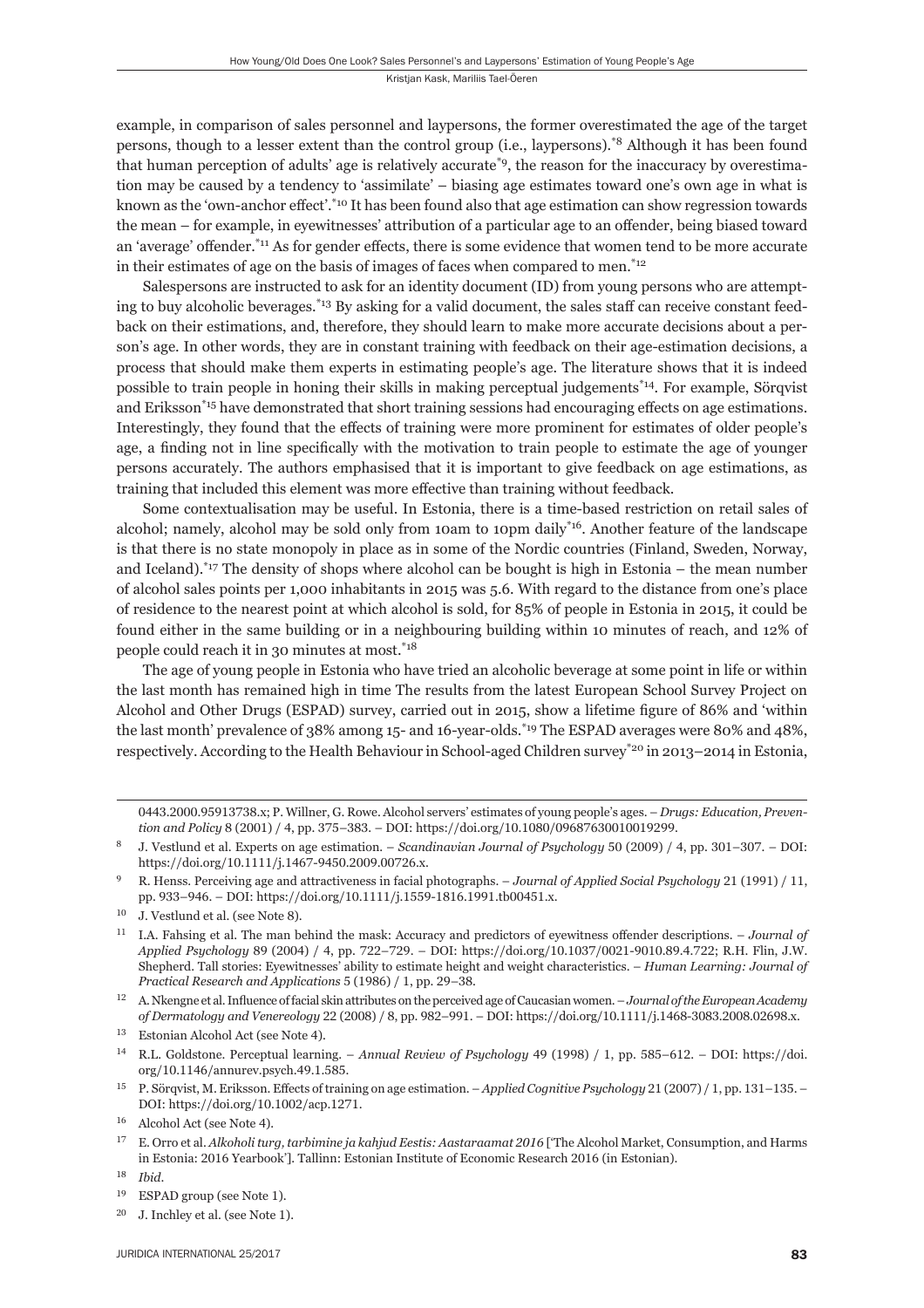example, in comparison of sales personnel and laypersons, the former overestimated the age of the target persons, though to a lesser extent than the control group (i.e., laypersons).[*8] Although it has been found that human perception of adults' age is relatively accurate[*9], the reason for the inaccuracy by overestimation may be caused by a tendency to 'assimilate' – biasing age estimates toward one's own age in what is known as the 'own-anchor effect'.[*10] It has been found also that age estimation can show regression towards the mean – for example, in eyewitnesses' attribution of a particular age to an offender, being biased toward an 'average' offender.[*11] As for gender effects, there is some evidence that women tend to be more accurate in their estimates of age on the basis of images of faces when compared to men.[*12]

Salespersons are instructed to ask for an identity document (ID) from young persons who are attempting to buy alcoholic beverages.[*13] By asking for a valid document, the sales staff can receive constant feedback on their estimations, and, therefore, they should learn to make more accurate decisions about a person's age. In other words, they are in constant training with feedback on their age-estimation decisions, a process that should make them experts in estimating people's age. The literature shows that it is indeed possible to train people in honing their skills in making perceptual judgements[*14]. For example, Sörqvist and Eriksson[*15] have demonstrated that short training sessions had encouraging effects on age estimations. Interestingly, they found that the effects of training were more prominent for estimates of older people's age, a finding not in line specifically with the motivation to train people to estimate the age of younger persons accurately. The authors emphasised that it is important to give feedback on age estimations, as training that included this element was more effective than training without feedback.

Some contextualisation may be useful. In Estonia, there is a time-based restriction on retail sales of alcohol; namely, alcohol may be sold only from 10am to 10pm daily[*16]. Another feature of the landscape is that there is no state monopoly in place as in some of the Nordic countries (Finland, Sweden, Norway, and Iceland).[*17] The density of shops where alcohol can be bought is high in Estonia – the mean number of alcohol sales points per 1,000 inhabitants in 2015 was 5.6. With regard to the distance from one's place of residence to the nearest point at which alcohol is sold, for 85% of people in Estonia in 2015, it could be found either in the same building or in a neighbouring building within 10 minutes of reach, and 12% of people could reach it in 30 minutes at most.[*18]

The age of young people in Estonia who have tried an alcoholic beverage at some point in life or within the last month has remained high in time The results from the latest European School Survey Project on Alcohol and Other Drugs (ESPAD) survey, carried out in 2015, show a lifetime figure of 86% and 'within the last month' prevalence of 38% among 15- and 16-year-olds.[*19] The ESPAD averages were 80% and 48%, respectively. According to the Health Behaviour in School-aged Children survey[*20] in 2013–2014 in Estonia,

---

0443.2000.95913738.x; P. Willner, G. Rowe. Alcohol servers' estimates of young people's ages. – *Drugs: Education, Prevention and Policy* 8 (2001) / 4, pp. 375–383. – DOI: https://doi.org/10.1080/09687630010019299.

8 J. Vestlund et al. Experts on age estimation. – *Scandinavian Journal of Psychology* 50 (2009) / 4, pp. 301–307. – DOI: https://doi.org/10.1111/j.1467-9450.2009.00726.x.

9 R. Henss. Perceiving age and attractiveness in facial photographs. – *Journal of Applied Social Psychology* 21 (1991) / 11, pp. 933–946. – DOI: https://doi.org/10.1111/j.1559-1816.1991.tb00451.x.

10 J. Vestlund et al. (see Note 8).

11 I.A. Fahsing et al. The man behind the mask: Accuracy and predictors of eyewitness offender descriptions. – *Journal of Applied Psychology* 89 (2004) / 4, pp. 722–729. – DOI: https://doi.org/10.1037/0021-9010.89.4.722; R.H. Flin, J.W. Shepherd. Tall stories: Eyewitnesses' ability to estimate height and weight characteristics. – *Human Learning: Journal of Practical Research and Applications* 5 (1986) / 1, pp. 29–38.

12 A. Nkengne et al. Influence of facial skin attributes on the perceived age of Caucasian women. – *Journal of the European Academy of Dermatology and Venereology* 22 (2008) / 8, pp. 982–991. – DOI: https://doi.org/10.1111/j.1468-3083.2008.02698.x.

13 Estonian Alcohol Act (see Note 4).

14 R.L. Goldstone. Perceptual learning. – *Annual Review of Psychology* 49 (1998) / 1, pp. 585–612. – DOI: https://doi.org/10.1146/annurev.psych.49.1.585.

15 P. Sörqvist, M. Eriksson. Effects of training on age estimation. – *Applied Cognitive Psychology* 21 (2007) / 1, pp. 131–135. – DOI: https://doi.org/10.1002/acp.1271.

16 Alcohol Act (see Note 4).

17 E. Orro et al. *Alkoholi turg, tarbimine ja kahjud Eestis: Aastaraamat 2016* ['The Alcohol Market, Consumption, and Harms in Estonia: 2016 Yearbook']. Tallinn: Estonian Institute of Economic Research 2016 (in Estonian).

18 *Ibid*.

19 ESPAD group (see Note 1).

20 J. Inchley et al. (see Note 1).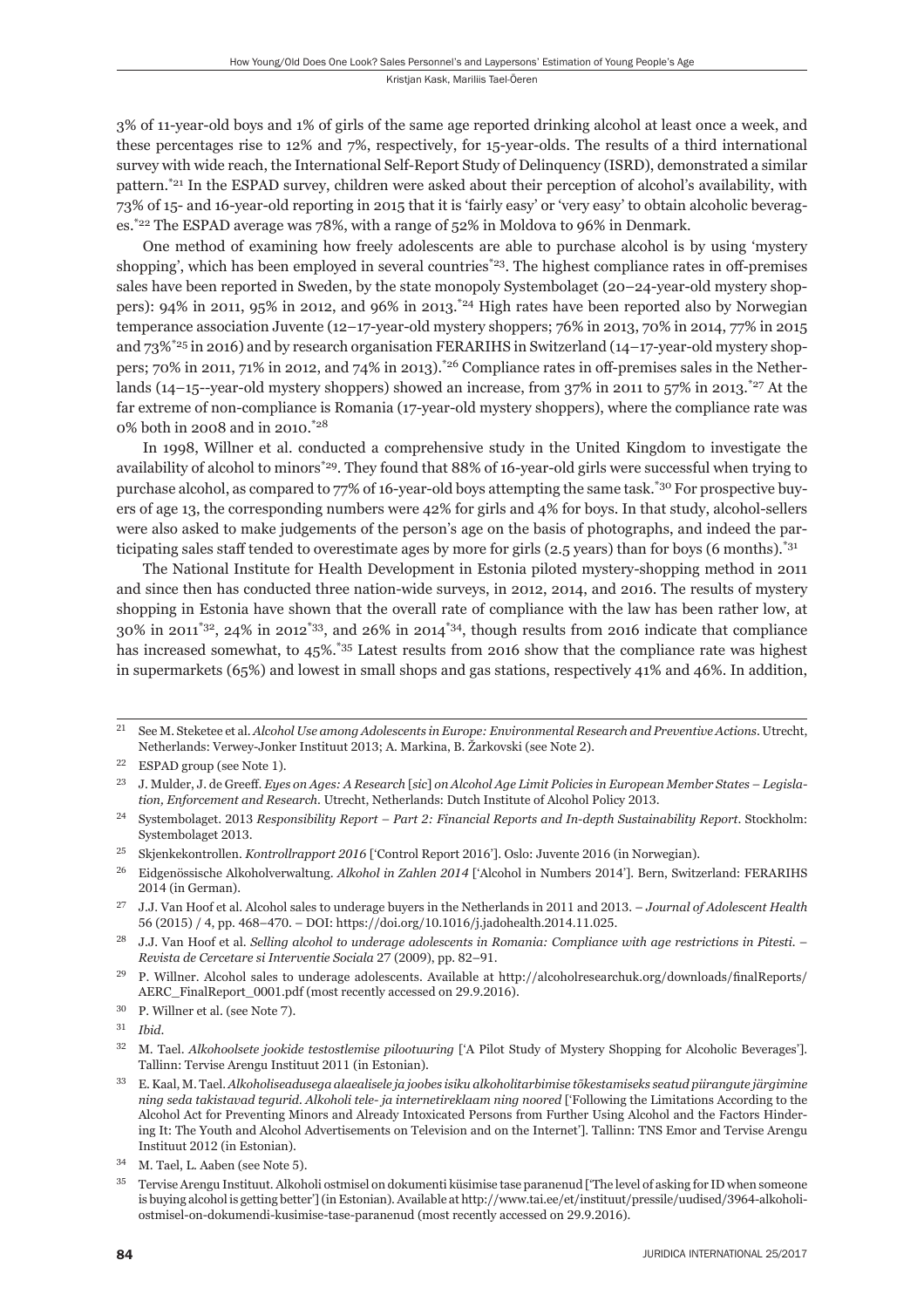3% of 11-year-old boys and 1% of girls of the same age reported drinking alcohol at least once a week, and these percentages rise to 12% and 7%, respectively, for 15-year-olds. The results of a third international survey with wide reach, the International Self-Report Study of Delinquency (ISRD), demonstrated a similar pattern.[*21] In the ESPAD survey, children were asked about their perception of alcohol's availability, with 73% of 15- and 16-year-old reporting in 2015 that it is 'fairly easy' or 'very easy' to obtain alcoholic beverages.[*22] The ESPAD average was 78%, with a range of 52% in Moldova to 96% in Denmark.

One method of examining how freely adolescents are able to purchase alcohol is by using 'mystery shopping', which has been employed in several countries[*23]. The highest compliance rates in off-premises sales have been reported in Sweden, by the state monopoly Systembolaget (20–24-year-old mystery shoppers): 94% in 2011, 95% in 2012, and 96% in 2013.[*24] High rates have been reported also by Norwegian temperance association Juvente (12–17-year-old mystery shoppers; 76% in 2013, 70% in 2014, 77% in 2015 and 73%[*25] in 2016) and by research organisation FERARIHS in Switzerland (14–17-year-old mystery shoppers; 70% in 2011, 71% in 2012, and 74% in 2013).[*26] Compliance rates in off-premises sales in the Netherlands (14–15--year-old mystery shoppers) showed an increase, from 37% in 2011 to 57% in 2013.[*27] At the far extreme of non-compliance is Romania (17-year-old mystery shoppers), where the compliance rate was 0% both in 2008 and in 2010.[*28]

In 1998, Willner et al. conducted a comprehensive study in the United Kingdom to investigate the availability of alcohol to minors[*29]. They found that 88% of 16-year-old girls were successful when trying to purchase alcohol, as compared to 77% of 16-year-old boys attempting the same task.[*30] For prospective buyers of age 13, the corresponding numbers were 42% for girls and 4% for boys. In that study, alcohol-sellers were also asked to make judgements of the person's age on the basis of photographs, and indeed the participating sales staff tended to overestimate ages by more for girls (2.5 years) than for boys (6 months).[*31]

The National Institute for Health Development in Estonia piloted mystery-shopping method in 2011 and since then has conducted three nation-wide surveys, in 2012, 2014, and 2016. The results of mystery shopping in Estonia have shown that the overall rate of compliance with the law has been rather low, at 30% in 2011[*32], 24% in 2012[*33], and 26% in 2014[*34], though results from 2016 indicate that compliance has increased somewhat, to 45%.[*35] Latest results from 2016 show that the compliance rate was highest in supermarkets (65%) and lowest in small shops and gas stations, respectively 41% and 46%. In addition,

---

21 See M. Steketee et al. *Alcohol Use among Adolescents in Europe: Environmental Research and Preventive Actions*. Utrecht, Netherlands: Verwey-Jonker Instituut 2013; A. Markina, B. Žarkovski (see Note 2).

22 ESPAD group (see Note 1).

23 J. Mulder, J. de Greeff. *Eyes on Ages: A Research* [*sic*] *on Alcohol Age Limit Policies in European Member States – Legislation, Enforcement and Research*. Utrecht, Netherlands: Dutch Institute of Alcohol Policy 2013.

24 Systembolaget. 2013 *Responsibility Report – Part 2: Financial Reports and In-depth Sustainability Report*. Stockholm: Systembolaget 2013.

25 Skjenkekontrollen. *Kontrollrapport 2016* ['Control Report 2016']. Oslo: Juvente 2016 (in Norwegian).

26 Eidgenössische Alkoholverwaltung. *Alkohol in Zahlen 2014* ['Alcohol in Numbers 2014']. Bern, Switzerland: FERARIHS 2014 (in German).

27 J.J. Van Hoof et al. Alcohol sales to underage buyers in the Netherlands in 2011 and 2013. – *Journal of Adolescent Health* 56 (2015) / 4, pp. 468–470. – DOI: https://doi.org/10.1016/j.jadohealth.2014.11.025.

28 J.J. Van Hoof et al. *Selling alcohol to underage adolescents in Romania: Compliance with age restrictions in Pitesti*. – *Revista de Cercetare si Interventie Sociala* 27 (2009), pp. 82–91.

29 P. Willner. Alcohol sales to underage adolescents. Available at http://alcoholresearchuk.org/downloads/finalReports/AERC_FinalReport_0001.pdf (most recently accessed on 29.9.2016).

30 P. Willner et al. (see Note 7).

31 *Ibid*.

32 M. Tael. *Alkohoolsete jookide testostlemise pilootuuring* ['A Pilot Study of Mystery Shopping for Alcoholic Beverages']. Tallinn: Tervise Arengu Instituut 2011 (in Estonian).

33 E. Kaal, M. Tael. *Alkoholiseadusega alaealisele ja joobes isiku alkoholitarbimise tõkestamiseks seatud piirangute järgimine ning seda takistavad tegurid. Alkoholi tele- ja internetireklaam ning noored* ['Following the Limitations According to the Alcohol Act for Preventing Minors and Already Intoxicated Persons from Further Using Alcohol and the Factors Hindering It: The Youth and Alcohol Advertisements on Television and on the Internet']. Tallinn: TNS Emor and Tervise Arengu Instituut 2012 (in Estonian).

34 M. Tael, L. Aaben (see Note 5).

35 Tervise Arengu Instituut. Alkoholi ostmisel on dokumenti küsimise tase paranenud ['The level of asking for ID when someone is buying alcohol is getting better'] (in Estonian). Available at http://www.tai.ee/et/instituut/pressile/uudised/3964-alkoholi-ostmisel-on-dokumendi-kusimise-tase-paranenud (most recently accessed on 29.9.2016).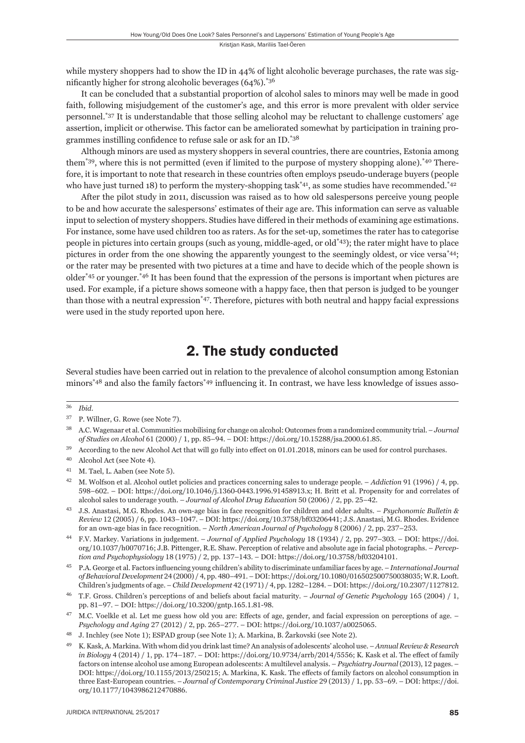while mystery shoppers had to show the ID in 44% of light alcoholic beverage purchases, the rate was significantly higher for strong alcoholic beverages (64%).[*36]

It can be concluded that a substantial proportion of alcohol sales to minors may well be made in good faith, following misjudgement of the customer's age, and this error is more prevalent with older service personnel.[*37] It is understandable that those selling alcohol may be reluctant to challenge customers' age assertion, implicit or otherwise. This factor can be ameliorated somewhat by participation in training programmes instilling confidence to refuse sale or ask for an ID.[*38]

Although minors are used as mystery shoppers in several countries, there are countries, Estonia among them[*39], where this is not permitted (even if limited to the purpose of mystery shopping alone).[*40] Therefore, it is important to note that research in these countries often employs pseudo-underage buyers (people who have just turned 18) to perform the mystery-shopping task[*41], as some studies have recommended.[*42]

After the pilot study in 2011, discussion was raised as to how old salespersons perceive young people to be and how accurate the salespersons' estimates of their age are. This information can serve as valuable input to selection of mystery shoppers. Studies have differed in their methods of examining age estimations. For instance, some have used children too as raters. As for the set-up, sometimes the rater has to categorise people in pictures into certain groups (such as young, middle-aged, or old[*43]); the rater might have to place pictures in order from the one showing the apparently youngest to the seemingly oldest, or vice versa[*44]; or the rater may be presented with two pictures at a time and have to decide which of the people shown is older[*45] or younger.[*46] It has been found that the expression of the persons is important when pictures are used. For example, if a picture shows someone with a happy face, then that person is judged to be younger than those with a neutral expression[*47]. Therefore, pictures with both neutral and happy facial expressions were used in the study reported upon here.

## 2. The study conducted

Several studies have been carried out in relation to the prevalence of alcohol consumption among Estonian minors[*48] and also the family factors[*49] influencing it. In contrast, we have less knowledge of issues asso-

---

36 *Ibid.*

37 P. Willner, G. Rowe (see Note 7).

38 A.C. Wagenaar et al. Communities mobilising for change on alcohol: Outcomes from a randomized community trial. – *Journal of Studies on Alcohol* 61 (2000) / 1, pp. 85–94. – DOI: https://doi.org/10.15288/jsa.2000.61.85.

39 According to the new Alcohol Act that will go fully into effect on 01.01.2018, minors can be used for control purchases.

40 Alcohol Act (see Note 4).

41 M. Tael, L. Aaben (see Note 5).

42 M. Wolfson et al. Alcohol outlet policies and practices concerning sales to underage people. – *Addiction* 91 (1996) / 4, pp. 598–602. – DOI: https://doi.org/10.1046/j.1360-0443.1996.91458913.x; H. Britt et al. Propensity for and correlates of alcohol sales to underage youth. – *Journal of Alcohol Drug Education* 50 (2006) / 2, pp. 25–42.

43 J.S. Anastasi, M.G. Rhodes. An own-age bias in face recognition for children and older adults. – *Psychonomic Bulletin & Review* 12 (2005) / 6, pp. 1043–1047. – DOI: https://doi.org/10.3758/bf03206441; J.S. Anastasi, M.G. Rhodes. Evidence for an own-age bias in face recognition. – *North American Journal of Psychology* 8 (2006) / 2, pp. 237–253.

44 F.V. Markey. Variations in judgement. – *Journal of Applied Psychology* 18 (1934) / 2, pp. 297–303. – DOI: https://doi.org/10.1037/h0070716; J.B. Pittenger, R.E. Shaw. Perception of relative and absolute age in facial photographs. – *Perception and Psychophysiology* 18 (1975) / 2, pp. 137–143. – DOI: https://doi.org/10.3758/bf03204101.

45 P.A. George et al. Factors influencing young children's ability to discriminate unfamiliar faces by age. – *International Journal of Behavioral Development* 24 (2000) / 4, pp. 480–491. – DOI: https://doi.org/10.1080/016502500750038035; W.R. Looft. Children's judgments of age. – *Child Development* 42 (1971) / 4, pp. 1282–1284. – DOI: https://doi.org/10.2307/1127812.

46 T.F. Gross. Children's perceptions of and beliefs about facial maturity. – *Journal of Genetic Psychology* 165 (2004) / 1, pp. 81–97. – DOI: https://doi.org/10.3200/gntp.165.1.81-98.

47 M.C. Voelkle et al. Let me guess how old you are: Effects of age, gender, and facial expression on perceptions of age. – *Psychology and Aging* 27 (2012) / 2, pp. 265–277. – DOI: https://doi.org/10.1037/a0025065.

48 J. Inchley (see Note 1); ESPAD group (see Note 1); A. Markina, B. Žarkovski (see Note 2).

49 K. Kask, A. Markina. With whom did you drink last time? An analysis of adolescents' alcohol use. – *Annual Review & Research in Biology* 4 (2014) / 1, pp. 174–187. – DOI: https://doi.org/10.9734/arrb/2014/5556; K. Kask et al. The effect of family factors on intense alcohol use among European adolescents: A multilevel analysis. – *Psychiatry Journal* (2013), 12 pages. – DOI: https://doi.org/10.1155/2013/250215; A. Markina, K. Kask. The effects of family factors on alcohol consumption in three East-European countries. – *Journal of Contemporary Criminal Justice* 29 (2013) / 1, pp. 53–69. – DOI: https://doi.org/10.1177/1043986212470886.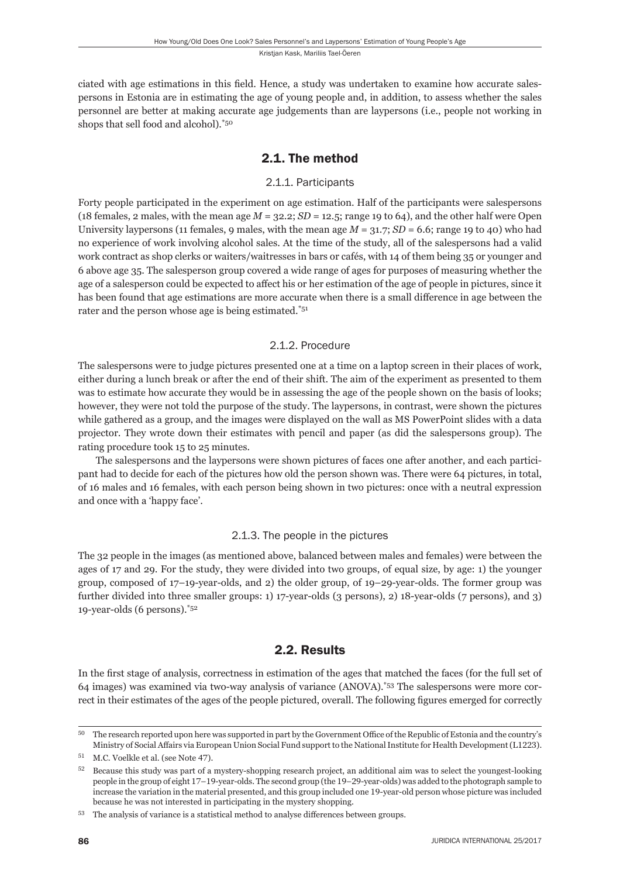ciated with age estimations in this field. Hence, a study was undertaken to examine how accurate salespersons in Estonia are in estimating the age of young people and, in addition, to assess whether the sales personnel are better at making accurate age judgements than are laypersons (i.e., people not working in shops that sell food and alcohol).[*50]

## 2.1. The method

### 2.1.1. Participants

Forty people participated in the experiment on age estimation. Half of the participants were salespersons (18 females, 2 males, with the mean age $M$ = 32.2; $SD$ = 12.5; range 19 to 64), and the other half were Open University laypersons (11 females, 9 males, with the mean age $M$ = 31.7; $SD$ = 6.6; range 19 to 40) who had no experience of work involving alcohol sales. At the time of the study, all of the salespersons had a valid work contract as shop clerks or waiters/waitresses in bars or cafés, with 14 of them being 35 or younger and 6 above age 35. The salesperson group covered a wide range of ages for purposes of measuring whether the age of a salesperson could be expected to affect his or her estimation of the age of people in pictures, since it has been found that age estimations are more accurate when there is a small difference in age between the rater and the person whose age is being estimated.[*51]

### 2.1.2. Procedure

The salespersons were to judge pictures presented one at a time on a laptop screen in their places of work, either during a lunch break or after the end of their shift. The aim of the experiment as presented to them was to estimate how accurate they would be in assessing the age of the people shown on the basis of looks; however, they were not told the purpose of the study. The laypersons, in contrast, were shown the pictures while gathered as a group, and the images were displayed on the wall as MS PowerPoint slides with a data projector. They wrote down their estimates with pencil and paper (as did the salespersons group). The rating procedure took 15 to 25 minutes.

The salespersons and the laypersons were shown pictures of faces one after another, and each participant had to decide for each of the pictures how old the person shown was. There were 64 pictures, in total, of 16 males and 16 females, with each person being shown in two pictures: once with a neutral expression and once with a 'happy face'.

### 2.1.3. The people in the pictures

The 32 people in the images (as mentioned above, balanced between males and females) were between the ages of 17 and 29. For the study, they were divided into two groups, of equal size, by age: 1) the younger group, composed of 17–19-year-olds, and 2) the older group, of 19–29-year-olds. The former group was further divided into three smaller groups: 1) 17-year-olds (3 persons), 2) 18-year-olds (7 persons), and 3) 19-year-olds (6 persons).[*52]

## 2.2. Results

In the first stage of analysis, correctness in estimation of the ages that matched the faces (for the full set of 64 images) was examined via two-way analysis of variance (ANOVA).[*53] The salespersons were more correct in their estimates of the ages of the people pictured, overall. The following figures emerged for correctly

---

[50] The research reported upon here was supported in part by the Government Office of the Republic of Estonia and the country's Ministry of Social Affairs via European Union Social Fund support to the National Institute for Health Development (L1223).

[51] M.C. Voelkle et al. (see Note 47).

[52] Because this study was part of a mystery-shopping research project, an additional aim was to select the youngest-looking people in the group of eight 17–19-year-olds. The second group (the 19–29-year-olds) was added to the photograph sample to increase the variation in the material presented, and this group included one 19-year-old person whose picture was included because he was not interested in participating in the mystery shopping.

[53] The analysis of variance is a statistical method to analyse differences between groups.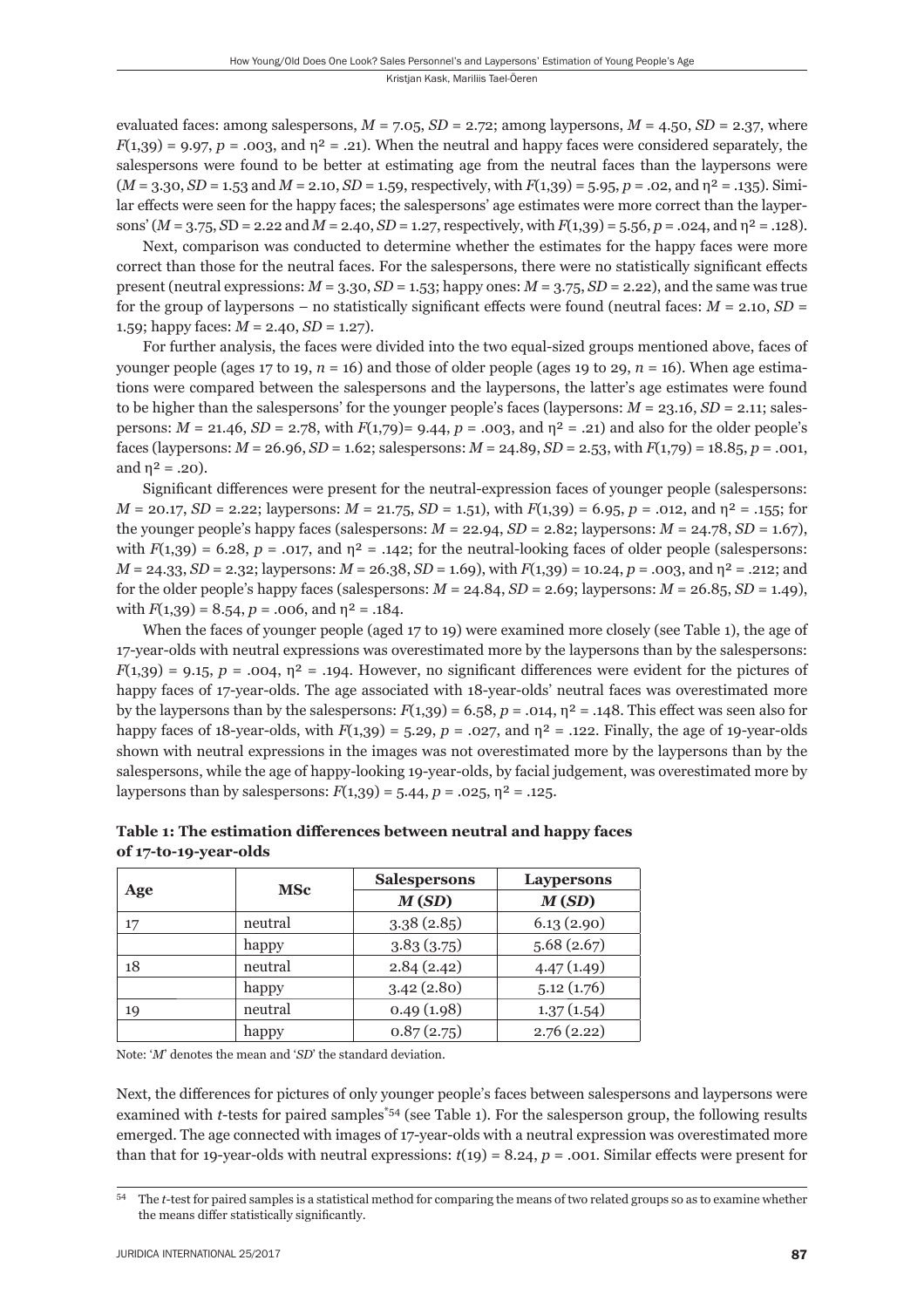evaluated faces: among salespersons, $M = 7.05$, $SD = 2.72$; among laypersons, $M = 4.50$, $SD = 2.37$, where $F(1,39) = 9.97$, $p = .003$, and $\eta^2 = .21$). When the neutral and happy faces were considered separately, the salespersons were found to be better at estimating age from the neutral faces than the laypersons were ($M = 3.30$, $SD = 1.53$ and $M = 2.10$, $SD = 1.59$, respectively, with $F(1,39) = 5.95$, $p = .02$, and $\eta^2 = .135$). Similar effects were seen for the happy faces; the salespersons' age estimates were more correct than the laypersons' ($M = 3.75$, $SD = 2.22$ and $M = 2.40$, $SD = 1.27$, respectively, with $F(1,39) = 5.56$, $p = .024$, and $\eta^2 = .128$).

Next, comparison was conducted to determine whether the estimates for the happy faces were more correct than those for the neutral faces. For the salespersons, there were no statistically significant effects present (neutral expressions: $M = 3.30$, $SD = 1.53$; happy ones: $M = 3.75$, $SD = 2.22$), and the same was true for the group of laypersons – no statistically significant effects were found (neutral faces: $M = 2.10$, $SD = 1.59$; happy faces: $M = 2.40$, $SD = 1.27$).

For further analysis, the faces were divided into the two equal-sized groups mentioned above, faces of younger people (ages 17 to 19, $n = 16$) and those of older people (ages 19 to 29, $n = 16$). When age estimations were compared between the salespersons and the laypersons, the latter's age estimates were found to be higher than the salespersons' for the younger people's faces (laypersons: $M = 23.16$, $SD = 2.11$; salespersons: $M = 21.46$, $SD = 2.78$, with $F(1,79) = 9.44$, $p = .003$, and $\eta^2 = .21$) and also for the older people's faces (laypersons: $M = 26.96$, $SD = 1.62$; salespersons: $M = 24.89$, $SD = 2.53$, with $F(1,79) = 18.85$, $p = .001$, and $\eta^2 = .20$).

Significant differences were present for the neutral-expression faces of younger people (salespersons: $M = 20.17$, $SD = 2.22$; laypersons: $M = 21.75$, $SD = 1.51$), with $F(1,39) = 6.95$, $p = .012$, and $\eta^2 = .155$; for the younger people's happy faces (salespersons: $M = 22.94$, $SD = 2.82$; laypersons: $M = 24.78$, $SD = 1.67$), with $F(1,39) = 6.28$, $p = .017$, and $\eta^2 = .142$; for the neutral-looking faces of older people (salespersons: $M = 24.33$, $SD = 2.32$; laypersons: $M = 26.38$, $SD = 1.69$), with $F(1,39) = 10.24$, $p = .003$, and $\eta^2 = .212$; and for the older people's happy faces (salespersons: $M = 24.84$, $SD = 2.69$; laypersons: $M = 26.85$, $SD = 1.49$), with $F(1,39) = 8.54$, $p = .006$, and $\eta^2 = .184$.

When the faces of younger people (aged 17 to 19) were examined more closely (see Table 1), the age of 17-year-olds with neutral expressions was overestimated more by the laypersons than by the salespersons: $F(1,39) = 9.15$, $p = .004$, $\eta^2 = .194$. However, no significant differences were evident for the pictures of happy faces of 17-year-olds. The age associated with 18-year-olds' neutral faces was overestimated more by the laypersons than by the salespersons: $F(1,39) = 6.58$, $p = .014$, $\eta^2 = .148$. This effect was seen also for happy faces of 18-year-olds, with $F(1,39) = 5.29$, $p = .027$, and $\eta^2 = .122$. Finally, the age of 19-year-olds shown with neutral expressions in the images was not overestimated more by the laypersons than by the salespersons, while the age of happy-looking 19-year-olds, by facial judgement, was overestimated more by laypersons than by salespersons: $F(1,39) = 5.44$, $p = .025$, $\eta^2 = .125$.

**Table 1: The estimation differences between neutral and happy faces of 17-to-19-year-olds**

| Age | MSc | Salespersons | Laypersons |
|---|---|---|---|
| | | ***M* (*SD*)** | ***M* (*SD*)** |
| 17 | neutral | 3.38 (2.85) | 6.13 (2.90) |
| | happy | 3.83 (3.75) | 5.68 (2.67) |
| 18 | neutral | 2.84 (2.42) | 4.47 (1.49) |
| | happy | 3.42 (2.80) | 5.12 (1.76) |
| 19 | neutral | 0.49 (1.98) | 1.37 (1.54) |
| | happy | 0.87 (2.75) | 2.76 (2.22) |

Note: '*M*' denotes the mean and '*SD*' the standard deviation.

Next, the differences for pictures of only younger people's faces between salespersons and laypersons were examined with *t*-tests for paired samples*[54] (see Table 1). For the salesperson group, the following results emerged. The age connected with images of 17-year-olds with a neutral expression was overestimated more than that for 19-year-olds with neutral expressions: $t(19) = 8.24$, $p = .001$. Similar effects were present for

[54] The *t*-test for paired samples is a statistical method for comparing the means of two related groups so as to examine whether the means differ statistically significantly.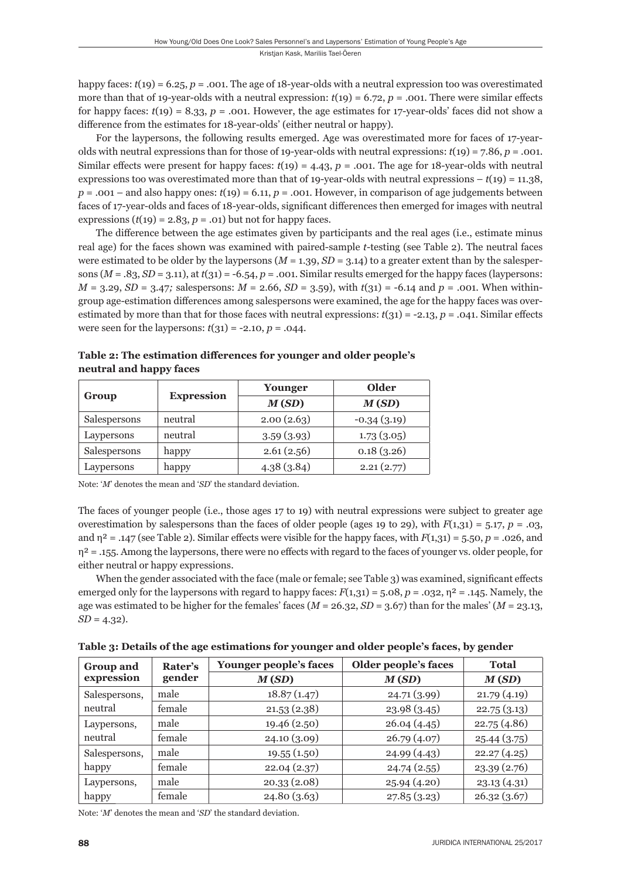happy faces: $t(19) = 6.25$, $p = .001$. The age of 18-year-olds with a neutral expression too was overestimated more than that of 19-year-olds with a neutral expression: $t(19) = 6.72$, $p = .001$. There were similar effects for happy faces: $t(19) = 8.33$, $p = .001$. However, the age estimates for 17-year-olds' faces did not show a difference from the estimates for 18-year-olds' (either neutral or happy).

For the laypersons, the following results emerged. Age was overestimated more for faces of 17-year-olds with neutral expressions than for those of 19-year-olds with neutral expressions: $t(19) = 7.86$, $p = .001$. Similar effects were present for happy faces: $t(19) = 4.43$, $p = .001$. The age for 18-year-olds with neutral expressions too was overestimated more than that of 19-year-olds with neutral expressions – $t(19) = 11.38$, $p = .001$ – and also happy ones: $t(19) = 6.11$, $p = .001$. However, in comparison of age judgements between faces of 17-year-olds and faces of 18-year-olds, significant differences then emerged for images with neutral expressions ($t(19) = 2.83$, $p = .01$) but not for happy faces.

The difference between the age estimates given by participants and the real ages (i.e., estimate minus real age) for the faces shown was examined with paired-sample *t*-testing (see Table 2). The neutral faces were estimated to be older by the laypersons ($M = 1.39$, $SD = 3.14$) to a greater extent than by the salespersons ($M = .83$, $SD = 3.11$), at $t(31) = -6.54$, $p = .001$. Similar results emerged for the happy faces (laypersons: $M = 3.29$, $SD = 3.47$; salespersons: $M = 2.66$, $SD = 3.59$), with $t(31) = -6.14$ and $p = .001$. When within-group age-estimation differences among salespersons were examined, the age for the happy faces was overestimated by more than that for those faces with neutral expressions: $t(31) = -2.13$, $p = .041$. Similar effects were seen for the laypersons: $t(31) = -2.10$, $p = .044$.

**Table 2: The estimation differences for younger and older people's neutral and happy faces**

| Group | Expression | Younger | Older |
|---|---|---|---|
| | | *M* (*SD*) | *M* (*SD*) |
| Salespersons | neutral | 2.00 (2.63) | -0.34 (3.19) |
| Laypersons | neutral | 3.59 (3.93) | 1.73 (3.05) |
| Salespersons | happy | 2.61 (2.56) | 0.18 (3.26) |
| Laypersons | happy | 4.38 (3.84) | 2.21 (2.77) |

Note: '*M*' denotes the mean and '*SD*' the standard deviation.

The faces of younger people (i.e., those ages 17 to 19) with neutral expressions were subject to greater age overestimation by salespersons than the faces of older people (ages 19 to 29), with $F(1,31) = 5.17$, $p = .03$, and $\eta^2 = .147$ (see Table 2). Similar effects were visible for the happy faces, with $F(1,31) = 5.50$, $p = .026$, and $\eta^2 = .155$. Among the laypersons, there were no effects with regard to the faces of younger vs. older people, for either neutral or happy expressions.

When the gender associated with the face (male or female; see Table 3) was examined, significant effects emerged only for the laypersons with regard to happy faces: $F(1,31) = 5.08$, $p = .032$, $\eta^2 = .145$. Namely, the age was estimated to be higher for the females' faces ($M = 26.32$, $SD = 3.67$) than for the males' ($M = 23.13$, $SD = 4.32$).

**Table 3: Details of the age estimations for younger and older people's faces, by gender**

| Group and expression | Rater's gender | Younger people's faces | Older people's faces | Total |
|---|---|---|---|---|
| | | *M* (*SD*) | *M* (*SD*) | *M* (*SD*) |
| Salespersons, neutral | male | 18.87 (1.47) | 24.71 (3.99) | 21.79 (4.19) |
| | female | 21.53 (2.38) | 23.98 (3.45) | 22.75 (3.13) |
| Laypersons, neutral | male | 19.46 (2.50) | 26.04 (4.45) | 22.75 (4.86) |
| | female | 24.10 (3.09) | 26.79 (4.07) | 25.44 (3.75) |
| Salespersons, happy | male | 19.55 (1.50) | 24.99 (4.43) | 22.27 (4.25) |
| | female | 22.04 (2.37) | 24.74 (2.55) | 23.39 (2.76) |
| Laypersons, happy | male | 20.33 (2.08) | 25.94 (4.20) | 23.13 (4.31) |
| | female | 24.80 (3.63) | 27.85 (3.23) | 26.32 (3.67) |

Note: '*M*' denotes the mean and '*SD*' the standard deviation.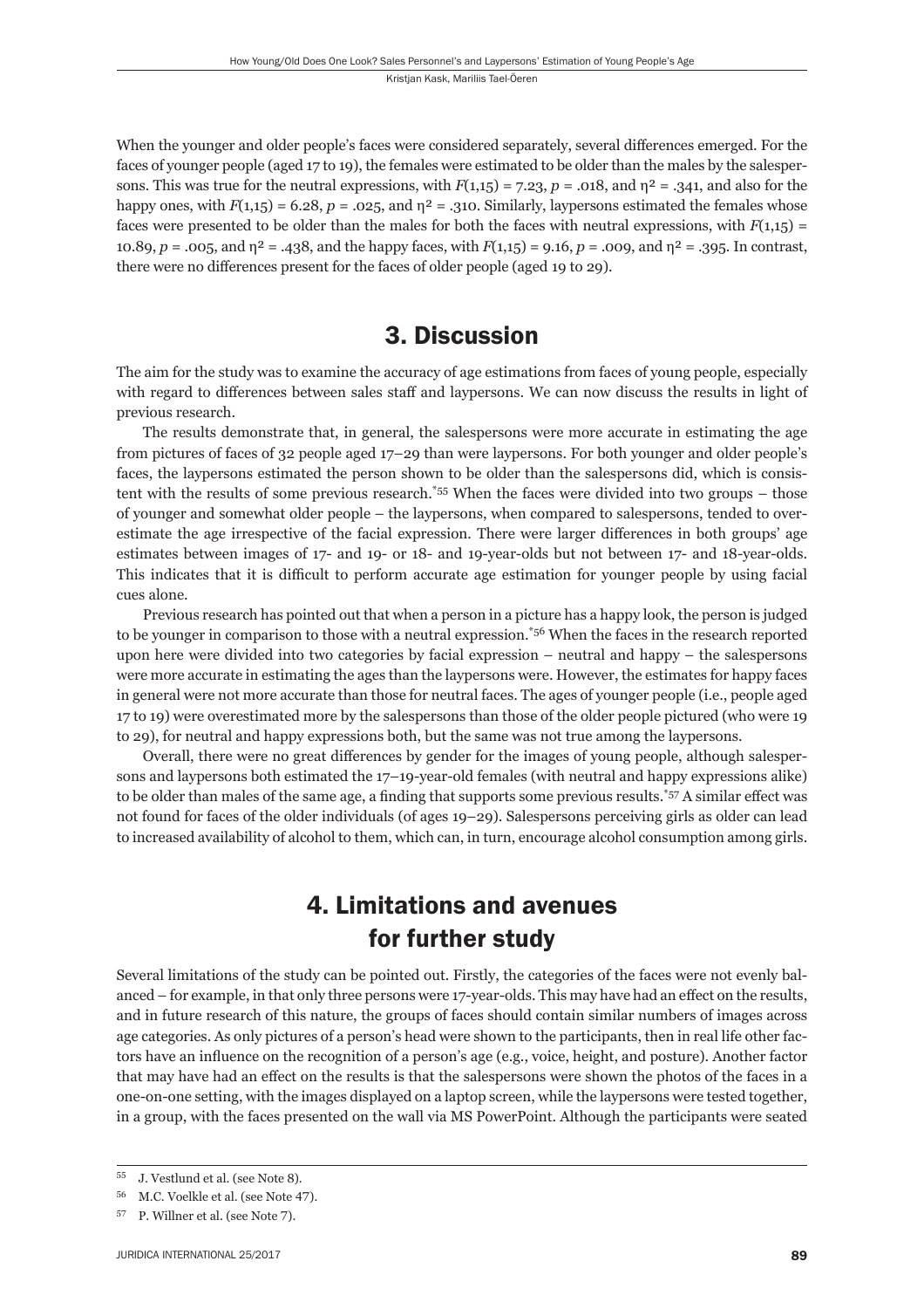When the younger and older people's faces were considered separately, several differences emerged. For the faces of younger people (aged 17 to 19), the females were estimated to be older than the males by the salespersons. This was true for the neutral expressions, with $F(1,15) = 7.23$, $p = .018$, and $\eta^2 = .341$, and also for the happy ones, with $F(1,15) = 6.28$, $p = .025$, and $\eta^2 = .310$. Similarly, laypersons estimated the females whose faces were presented to be older than the males for both the faces with neutral expressions, with $F(1,15) = 10.89$, $p = .005$, and $\eta^2 = .438$, and the happy faces, with $F(1,15) = 9.16$, $p = .009$, and $\eta^2 = .395$. In contrast, there were no differences present for the faces of older people (aged 19 to 29).

## 3. Discussion

The aim for the study was to examine the accuracy of age estimations from faces of young people, especially with regard to differences between sales staff and laypersons. We can now discuss the results in light of previous research.

The results demonstrate that, in general, the salespersons were more accurate in estimating the age from pictures of faces of 32 people aged 17–29 than were laypersons. For both younger and older people's faces, the laypersons estimated the person shown to be older than the salespersons did, which is consistent with the results of some previous research.[*55] When the faces were divided into two groups – those of younger and somewhat older people – the laypersons, when compared to salespersons, tended to overestimate the age irrespective of the facial expression. There were larger differences in both groups' age estimates between images of 17- and 19- or 18- and 19-year-olds but not between 17- and 18-year-olds. This indicates that it is difficult to perform accurate age estimation for younger people by using facial cues alone.

Previous research has pointed out that when a person in a picture has a happy look, the person is judged to be younger in comparison to those with a neutral expression.[*56] When the faces in the research reported upon here were divided into two categories by facial expression – neutral and happy – the salespersons were more accurate in estimating the ages than the laypersons were. However, the estimates for happy faces in general were not more accurate than those for neutral faces. The ages of younger people (i.e., people aged 17 to 19) were overestimated more by the salespersons than those of the older people pictured (who were 19 to 29), for neutral and happy expressions both, but the same was not true among the laypersons.

Overall, there were no great differences by gender for the images of young people, although salespersons and laypersons both estimated the 17–19-year-old females (with neutral and happy expressions alike) to be older than males of the same age, a finding that supports some previous results.[*57] A similar effect was not found for faces of the older individuals (of ages 19–29). Salespersons perceiving girls as older can lead to increased availability of alcohol to them, which can, in turn, encourage alcohol consumption among girls.

## 4. Limitations and avenues for further study

Several limitations of the study can be pointed out. Firstly, the categories of the faces were not evenly balanced – for example, in that only three persons were 17-year-olds. This may have had an effect on the results, and in future research of this nature, the groups of faces should contain similar numbers of images across age categories. As only pictures of a person's head were shown to the participants, then in real life other factors have an influence on the recognition of a person's age (e.g., voice, height, and posture). Another factor that may have had an effect on the results is that the salespersons were shown the photos of the faces in a one-on-one setting, with the images displayed on a laptop screen, while the laypersons were tested together, in a group, with the faces presented on the wall via MS PowerPoint. Although the participants were seated

55 J. Vestlund et al. (see Note 8).

56 M.C. Voelkle et al. (see Note 47).

57 P. Willner et al. (see Note 7).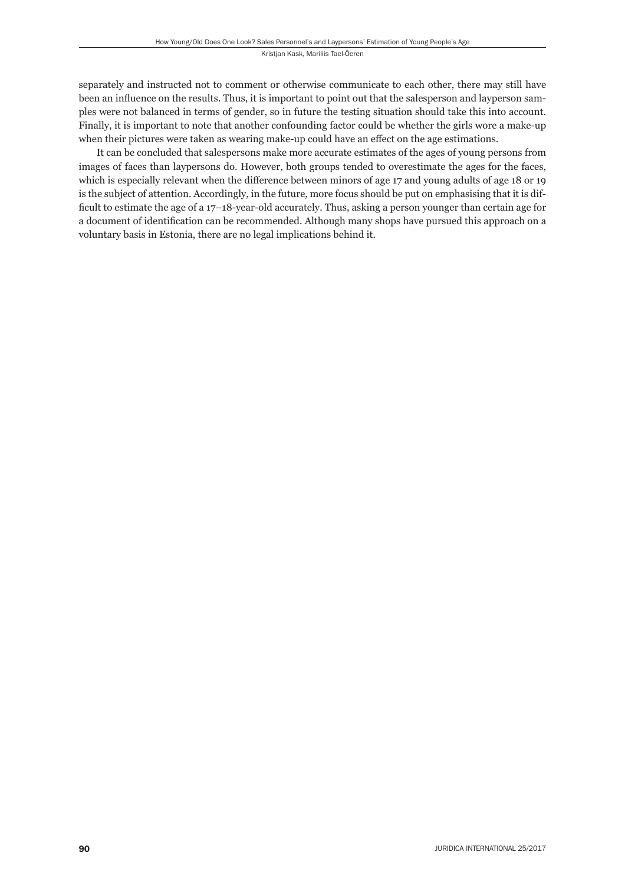separately and instructed not to comment or otherwise communicate to each other, there may still have been an influence on the results. Thus, it is important to point out that the salesperson and layperson samples were not balanced in terms of gender, so in future the testing situation should take this into account. Finally, it is important to note that another confounding factor could be whether the girls wore a make-up when their pictures were taken as wearing make-up could have an effect on the age estimations.

It can be concluded that salespersons make more accurate estimates of the ages of young persons from images of faces than laypersons do. However, both groups tended to overestimate the ages for the faces, which is especially relevant when the difference between minors of age 17 and young adults of age 18 or 19 is the subject of attention. Accordingly, in the future, more focus should be put on emphasising that it is difficult to estimate the age of a 17–18-year-old accurately. Thus, asking a person younger than certain age for a document of identification can be recommended. Although many shops have pursued this approach on a voluntary basis in Estonia, there are no legal implications behind it.